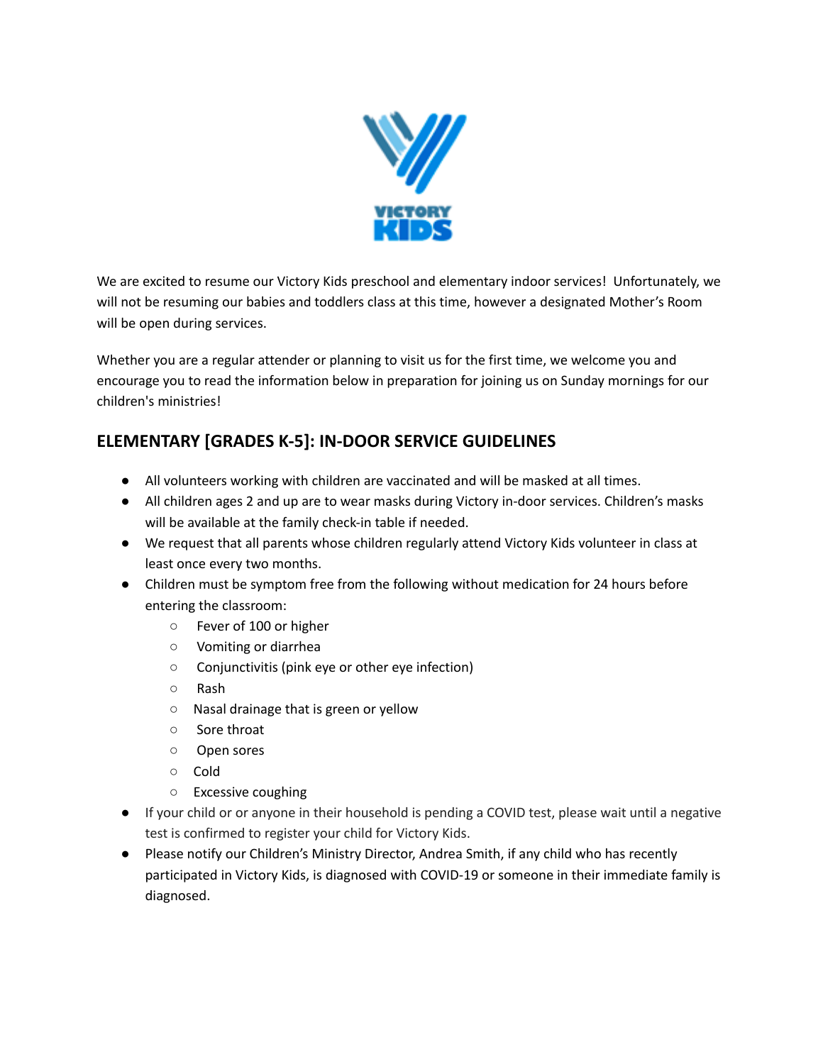We are excited to resume our Victory Kids preschool and elementary indoor services! Unfortunately, we will not be resuming our babies and toddlers class at this time, however a designated Mother's Room will be open during services.

Whether you are a regular attender or planning to visit us for the first time, we welcome you and encourage you to read the information below in preparation for joining us on Sunday mornings for our children's ministries!

## ELEMENTARY [GRADES K-5]: IN-DOOR SERVICE GUIDELINES

- All volunteers working with children are vaccinated and will be masked at all times.
- All children ages 2 and up are to wear masks during Victory in-door services. Children's masks will be available at the family check-in table if needed.
- We request that all parents whose children regularly attend Victory Kids volunteer in class at least once every two months.
- Children must be symptom free from the following without medication for 24 hours before entering the classroom:
  - Fever of 100 or higher
  - Vomiting or diarrhea
  - Conjunctivitis (pink eye or other eye infection)
  - Rash
  - Nasal drainage that is green or yellow
  - Sore throat
  - Open sores
  - Cold
  - Excessive coughing
- If your child or or anyone in their household is pending a COVID test, please wait until a negative test is confirmed to register your child for Victory Kids.
- Please notify our Children's Ministry Director, Andrea Smith, if any child who has recently participated in Victory Kids, is diagnosed with COVID-19 or someone in their immediate family is diagnosed.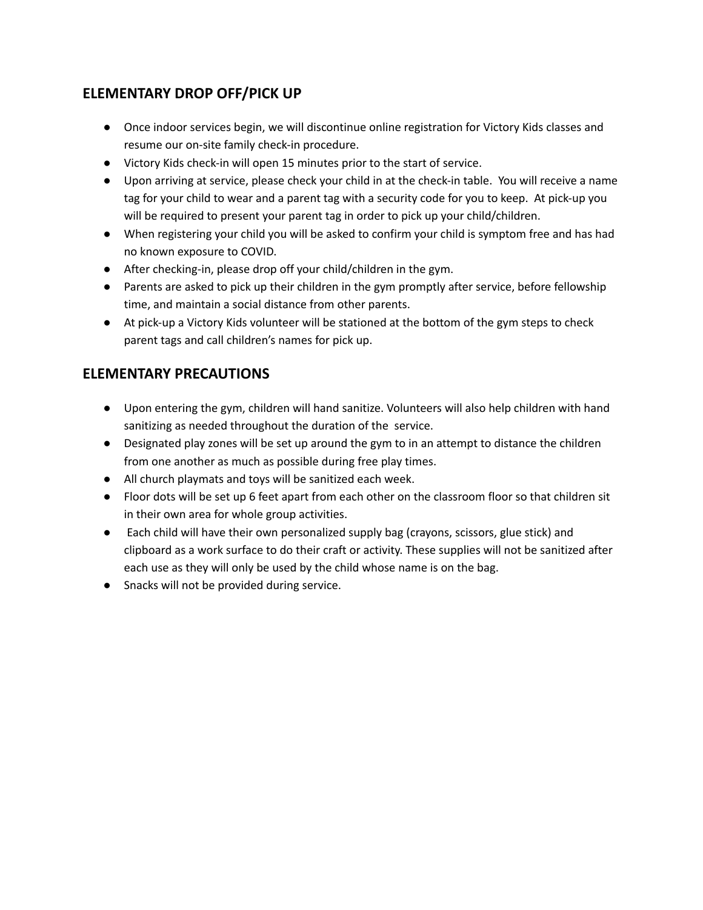## ELEMENTARY DROP OFF/PICK UP

- Once indoor services begin, we will discontinue online registration for Victory Kids classes and resume our on-site family check-in procedure.
- Victory Kids check-in will open 15 minutes prior to the start of service.
- Upon arriving at service, please check your child in at the check-in table. You will receive a name tag for your child to wear and a parent tag with a security code for you to keep. At pick-up you will be required to present your parent tag in order to pick up your child/children.
- When registering your child you will be asked to confirm your child is symptom free and has had no known exposure to COVID.
- After checking-in, please drop off your child/children in the gym.
- Parents are asked to pick up their children in the gym promptly after service, before fellowship time, and maintain a social distance from other parents.
- At pick-up a Victory Kids volunteer will be stationed at the bottom of the gym steps to check parent tags and call children's names for pick up.

## ELEMENTARY PRECAUTIONS

- Upon entering the gym, children will hand sanitize. Volunteers will also help children with hand sanitizing as needed throughout the duration of the service.
- Designated play zones will be set up around the gym to in an attempt to distance the children from one another as much as possible during free play times.
- All church playmats and toys will be sanitized each week.
- Floor dots will be set up 6 feet apart from each other on the classroom floor so that children sit in their own area for whole group activities.
- Each child will have their own personalized supply bag (crayons, scissors, glue stick) and clipboard as a work surface to do their craft or activity. These supplies will not be sanitized after each use as they will only be used by the child whose name is on the bag.
- Snacks will not be provided during service.